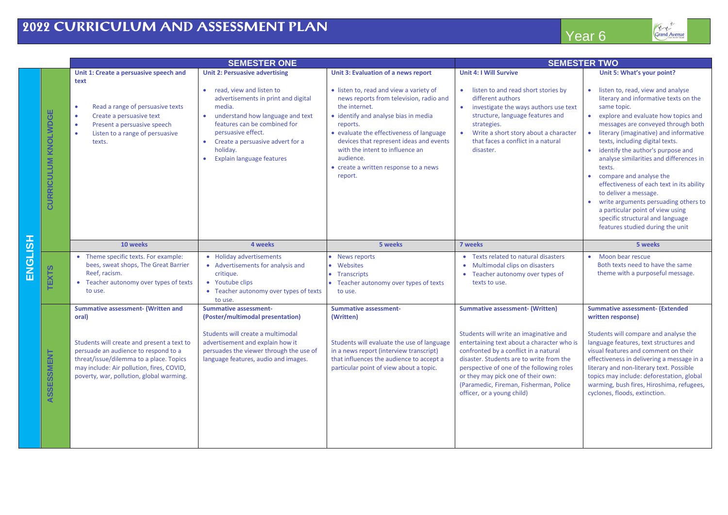# 2022 CURRICULUM AND ASSESSMENT PLAN

Year 6

## ENGLISH

| | SEMESTER ONE | | | SEMESTER TWO | |
|---|---|---|---|---|---|
| | **Unit 1: Create a persuasive speech and text** | **Unit 2: Persuasive advertising** | **Unit 3: Evaluation of a news report** | **Unit 4: I Will Survive** | **Unit 5: What's your point?** |
| **CURRICULUM KNOLWDGE** | • Read a range of persuasive texts<br>• Create a persuasive text<br>• Present a persuasive speech<br>• Listen to a range of persuasive texts. | • read, view and listen to advertisements in print and digital media.<br>• understand how language and text features can be combined for persuasive effect.<br>• Create a persuasive advert for a holiday.<br>• Explain language features | • listen to, read and view a variety of news reports from television, radio and the internet.<br>• identify and analyse bias in media reports.<br>• evaluate the effectiveness of language devices that represent ideas and events with the intent to influence an audience.<br>• create a written response to a news report. | • listen to and read short stories by different authors<br>• investigate the ways authors use text structure, language features and strategies.<br>• Write a short story about a character that faces a conflict in a natural disaster. | • listen to, read, view and analyse literary and informative texts on the same topic.<br>• explore and evaluate how topics and messages are conveyed through both<br>• literary (imaginative) and informative texts, including digital texts.<br>• identify the author's purpose and analyse similarities and differences in texts.<br>• compare and analyse the effectiveness of each text in its ability to deliver a message.<br>• write arguments persuading others to a particular point of view using specific structural and language features studied during the unit |
| | **10 weeks** | **4 weeks** | **5 weeks** | **7 weeks** | **5 weeks** |
| **TEXTS** | • Theme specific texts. For example: bees, sweat shops, The Great Barrier Reef, racism.<br>• Teacher autonomy over types of texts to use. | • Holiday advertisements<br>• Advertisements for analysis and critique.<br>• Youtube clips<br>• Teacher autonomy over types of texts to use. | • News reports<br>• Websites<br>• Transcripts<br>• Teacher autonomy over types of texts to use. | • Texts related to natural disasters<br>• Multimodal clips on disasters<br>• Teacher autonomy over types of texts to use. | • Moon bear rescue<br>Both texts need to have the same theme with a purposeful message. |
| **ASSESSMENT** | **Summative assessment- (Written and oral)**<br><br>Students will create and present a text to persuade an audience to respond to a threat/issue/dilemma to a place. Topics may include: Air pollution, fires, COVID, poverty, war, pollution, global warming. | **Summative assessment- (Poster/multimodal presentation)**<br><br>Students will create a multimodal advertisement and explain how it persuades the viewer through the use of language features, audio and images. | **Summative assessment- (Written)**<br><br>Students will evaluate the use of language in a news report (interview transcript) that influences the audience to accept a particular point of view about a topic. | **Summative assessment- (Written)**<br><br>Students will write an imaginative and entertaining text about a character who is confronted by a conflict in a natural disaster. Students are to write from the perspective of one of the following roles or they may pick one of their own: (Paramedic, Fireman, Fisherman, Police officer, or a young child) | **Summative assessment- (Extended written response)**<br><br>Students will compare and analyse the language features, text structures and visual features and comment on their effectiveness in delivering a message in a literary and non-literary text. Possible topics may include: deforestation, global warming, bush fires, Hiroshima, refugees, cyclones, floods, extinction. |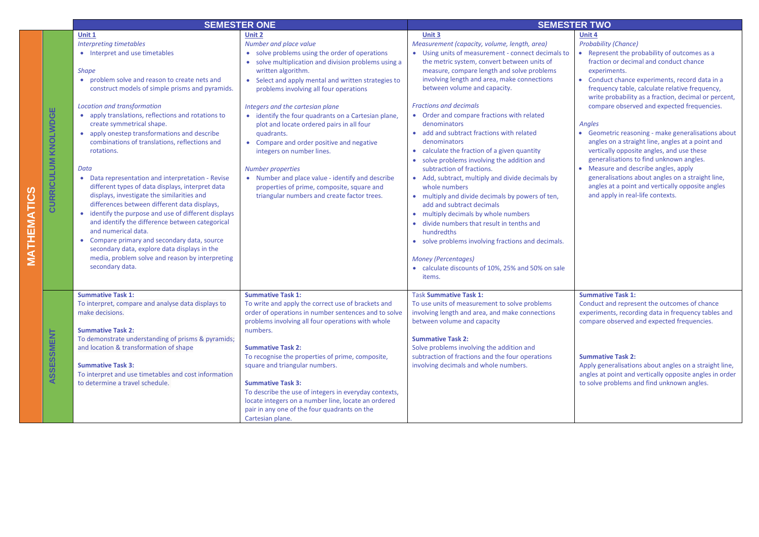| MATHEMATICS | | SEMESTER ONE | | SEMESTER TWO | |
|---|---|---|---|---|---|
| | | **Unit 1** | **Unit 2** | **Unit 3** | **Unit 4** |
| | **CURRICULUM KNOLWDGE** | *Interpreting timetables*<br>• Interpret and use timetables<br><br>*Shape*<br>• problem solve and reason to create nets and construct models of simple prisms and pyramids.<br><br>*Location and transformation*<br>• apply translations, reflections and rotations to create symmetrical shape.<br>• apply onestep transformations and describe combinations of translations, reflections and rotations.<br><br>*Data*<br>• Data representation and interpretation - Revise different types of data displays, interpret data displays, investigate the similarities and differences between different data displays,<br>• identify the purpose and use of different displays and identify the difference between categorical and numerical data.<br>• Compare primary and secondary data, source secondary data, explore data displays in the media, problem solve and reason by interpreting secondary data. | *Number and place value*<br>• solve problems using the order of operations<br>• solve multiplication and division problems using a written algorithm.<br>• Select and apply mental and written strategies to problems involving all four operations<br><br>*Integers and the cartesian plane*<br>• identify the four quadrants on a Cartesian plane, plot and locate ordered pairs in all four quadrants.<br>• Compare and order positive and negative integers on number lines.<br><br>*Number properties*<br>• Number and place value - identify and describe properties of prime, composite, square and triangular numbers and create factor trees. | *Measurement (capacity, volume, length, area)*<br>• Using units of measurement - connect decimals to the metric system, convert between units of measure, compare length and solve problems involving length and area, make connections between volume and capacity.<br><br>*Fractions and decimals*<br>• Order and compare fractions with related denominators<br>• add and subtract fractions with related denominators<br>• calculate the fraction of a given quantity<br>• solve problems involving the addition and subtraction of fractions.<br>• Add, subtract, multiply and divide decimals by whole numbers<br>• multiply and divide decimals by powers of ten, add and subtract decimals<br>• multiply decimals by whole numbers<br>• divide numbers that result in tenths and hundredths<br>• solve problems involving fractions and decimals.<br><br>*Money (Percentages)*<br>• calculate discounts of 10%, 25% and 50% on sale items. | *Probability (Chance)*<br>• Represent the probability of outcomes as a fraction or decimal and conduct chance experiments.<br>• Conduct chance experiments, record data in a frequency table, calculate relative frequency, write probability as a fraction, decimal or percent, compare observed and expected frequencies.<br><br>*Angles*<br>• Geometric reasoning - make generalisations about angles on a straight line, angles at a point and vertically opposite angles, and use these generalisations to find unknown angles.<br>• Measure and describe angles, apply generalisations about angles on a straight line, angles at a point and vertically opposite angles and apply in real-life contexts. |
| | **ASSESSMENT** | **Summative Task 1:**<br>To interpret, compare and analyse data displays to make decisions.<br><br>**Summative Task 2:**<br>To demonstrate understanding of prisms & pyramids; and location & transformation of shape<br><br>**Summative Task 3:**<br>To interpret and use timetables and cost information to determine a travel schedule. | **Summative Task 1:**<br>To write and apply the correct use of brackets and order of operations in number sentences and to solve problems involving all four operations with whole numbers.<br><br>**Summative Task 2:**<br>To recognise the properties of prime, composite, square and triangular numbers.<br><br>**Summative Task 3:**<br>To describe the use of integers in everyday contexts, locate integers on a number line, locate an ordered pair in any one of the four quadrants on the Cartesian plane. | Task **Summative Task 1:**<br>To use units of measurement to solve problems involving length and area, and make connections between volume and capacity<br><br>**Summative Task 2:**<br>Solve problems involving the addition and subtraction of fractions and the four operations involving decimals and whole numbers. | **Summative Task 1:**<br>Conduct and represent the outcomes of chance experiments, recording data in frequency tables and compare observed and expected frequencies.<br><br>**Summative Task 2:**<br>Apply generalisations about angles on a straight line, angles at point and vertically opposite angles in order to solve problems and find unknown angles. |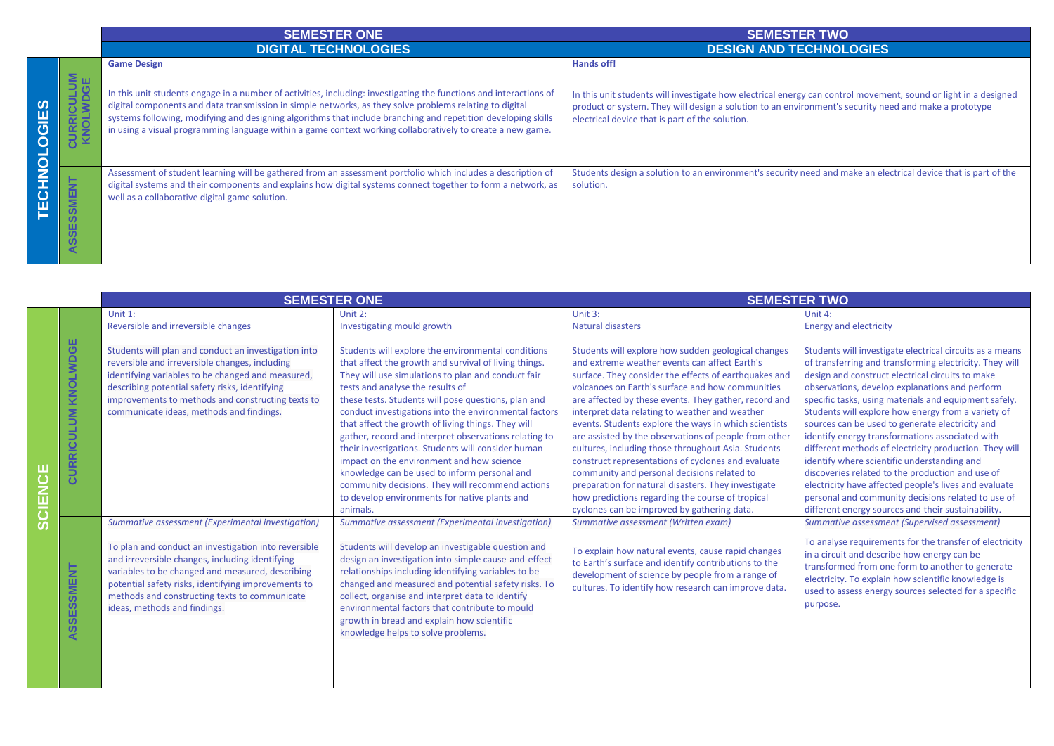## TECHNOLOGIES

| | SEMESTER ONE | SEMESTER TWO |
|---|---|---|
| | DIGITAL TECHNOLOGIES | DESIGN AND TECHNOLOGIES |
| CURRICULUM KNOLWDGE | **Game Design**<br><br>In this unit students engage in a number of activities, including: investigating the functions and interactions of digital components and data transmission in simple networks, as they solve problems relating to digital systems following, modifying and designing algorithms that include branching and repetition developing skills in using a visual programming language within a game context working collaboratively to create a new game. | **Hands off!**<br><br>In this unit students will investigate how electrical energy can control movement, sound or light in a designed product or system. They will design a solution to an environment's security need and make a prototype electrical device that is part of the solution. |
| ASSESSMENT | Assessment of student learning will be gathered from an assessment portfolio which includes a description of digital systems and their components and explains how digital systems connect together to form a network, as well as a collaborative digital game solution. | Students design a solution to an environment's security need and make an electrical device that is part of the solution. |

## SCIENCE

| | SEMESTER ONE | | SEMESTER TWO | |
|---|---|---|---|---|
| CURRICULUM KNOLWDGE | Unit 1:<br>Reversible and irreversible changes<br><br>Students will plan and conduct an investigation into reversible and irreversible changes, including identifying variables to be changed and measured, describing potential safety risks, identifying improvements to methods and constructing texts to communicate ideas, methods and findings. | Unit 2:<br>Investigating mould growth<br><br>Students will explore the environmental conditions that affect the growth and survival of living things. They will use simulations to plan and conduct fair tests and analyse the results of these tests. Students will pose questions, plan and conduct investigations into the environmental factors that affect the growth of living things. They will gather, record and interpret observations relating to their investigations. Students will consider human impact on the environment and how science knowledge can be used to inform personal and community decisions. They will recommend actions to develop environments for native plants and animals. | Unit 3:<br>Natural disasters<br><br>Students will explore how sudden geological changes and extreme weather events can affect Earth's surface. They consider the effects of earthquakes and volcanoes on Earth's surface and how communities are affected by these events. They gather, record and interpret data relating to weather and weather events. Students explore the ways in which scientists are assisted by the observations of people from other cultures, including those throughout Asia. Students construct representations of cyclones and evaluate community and personal decisions related to preparation for natural disasters. They investigate how predictions regarding the course of tropical cyclones can be improved by gathering data. | Unit 4:<br>Energy and electricity<br><br>Students will investigate electrical circuits as a means of transferring and transforming electricity. They will design and construct electrical circuits to make observations, develop explanations and perform specific tasks, using materials and equipment safely. Students will explore how energy from a variety of sources can be used to generate electricity and identify energy transformations associated with different methods of electricity production. They will identify where scientific understanding and discoveries related to the production and use of electricity have affected people's lives and evaluate personal and community decisions related to use of different energy sources and their sustainability. |
| ASSESSMENT | *Summative assessment (Experimental investigation)*<br><br>To plan and conduct an investigation into reversible and irreversible changes, including identifying variables to be changed and measured, describing potential safety risks, identifying improvements to methods and constructing texts to communicate ideas, methods and findings. | *Summative assessment (Experimental investigation)*<br><br>Students will develop an investigable question and design an investigation into simple cause-and-effect relationships including identifying variables to be changed and measured and potential safety risks. To collect, organise and interpret data to identify environmental factors that contribute to mould growth in bread and explain how scientific knowledge helps to solve problems. | *Summative assessment (Written exam)*<br><br>To explain how natural events, cause rapid changes to Earth's surface and identify contributions to the development of science by people from a range of cultures. To identify how research can improve data. | *Summative assessment (Supervised assessment)*<br><br>To analyse requirements for the transfer of electricity in a circuit and describe how energy can be transformed from one form to another to generate electricity. To explain how scientific knowledge is used to assess energy sources selected for a specific purpose. |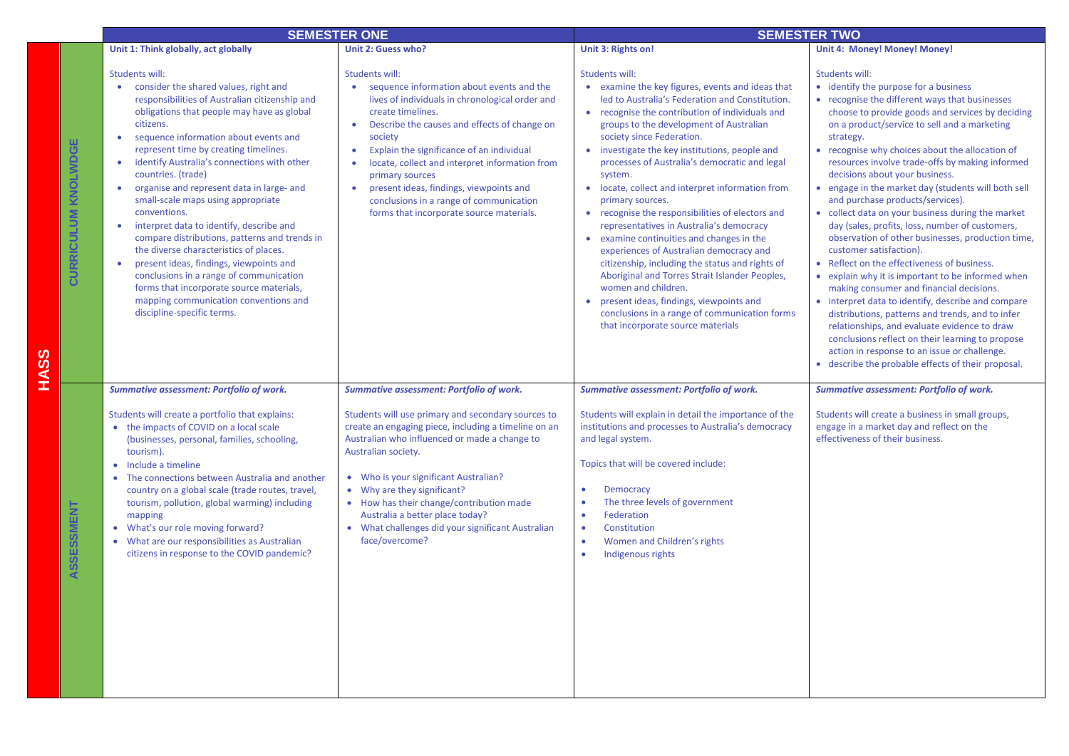| HASS | | SEMESTER ONE | | SEMESTER TWO | |
|---|---|---|---|---|---|
| | | **Unit 1: Think globally, act globally** | **Unit 2: Guess who?** | **Unit 3: Rights on!** | **Unit 4: Money! Money! Money!** |
| | **CURRICULUM KNOLWDGE** | Students will:<br>• consider the shared values, right and responsibilities of Australian citizenship and obligations that people may have as global citizens.<br>• sequence information about events and represent time by creating timelines.<br>• identify Australia's connections with other countries. (trade)<br>• organise and represent data in large- and small-scale maps using appropriate conventions.<br>• interpret data to identify, describe and compare distributions, patterns and trends in the diverse characteristics of places.<br>• present ideas, findings, viewpoints and conclusions in a range of communication forms that incorporate source materials, mapping communication conventions and discipline-specific terms. | Students will:<br>• sequence information about events and the lives of individuals in chronological order and create timelines.<br>• Describe the causes and effects of change on society<br>• Explain the significance of an individual<br>• locate, collect and interpret information from primary sources<br>• present ideas, findings, viewpoints and conclusions in a range of communication forms that incorporate source materials. | Students will:<br>• examine the key figures, events and ideas that led to Australia's Federation and Constitution.<br>• recognise the contribution of individuals and groups to the development of Australian society since Federation.<br>• investigate the key institutions, people and processes of Australia's democratic and legal system.<br>• locate, collect and interpret information from primary sources.<br>• recognise the responsibilities of electors and representatives in Australia's democracy<br>• examine continuities and changes in the experiences of Australian democracy and citizenship, including the status and rights of Aboriginal and Torres Strait Islander Peoples, women and children.<br>• present ideas, findings, viewpoints and conclusions in a range of communication forms that incorporate source materials | Students will:<br>• identify the purpose for a business<br>• recognise the different ways that businesses choose to provide goods and services by deciding on a product/service to sell and a marketing strategy.<br>• recognise why choices about the allocation of resources involve trade-offs by making informed decisions about your business.<br>• engage in the market day (students will both sell and purchase products/services).<br>• collect data on your business during the market day (sales, profits, loss, number of customers, observation of other businesses, production time, customer satisfaction).<br>• Reflect on the effectiveness of business.<br>• explain why it is important to be informed when making consumer and financial decisions.<br>• interpret data to identify, describe and compare distributions, patterns and trends, and to infer relationships, and evaluate evidence to draw conclusions reflect on their learning to propose action in response to an issue or challenge.<br>• describe the probable effects of their proposal. |
| | **ASSESSMENT** | ***Summative assessment: Portfolio of work.***<br><br>Students will create a portfolio that explains:<br>• the impacts of COVID on a local scale (businesses, personal, families, schooling, tourism).<br>• Include a timeline<br>• The connections between Australia and another country on a global scale (trade routes, travel, tourism, pollution, global warming) including mapping<br>• What's our role moving forward?<br>• What are our responsibilities as Australian citizens in response to the COVID pandemic? | ***Summative assessment: Portfolio of work.***<br><br>Students will use primary and secondary sources to create an engaging piece, including a timeline on an Australian who influenced or made a change to Australian society.<br><br>• Who is your significant Australian?<br>• Why are they significant?<br>• How has their change/contribution made Australia a better place today?<br>• What challenges did your significant Australian face/overcome? | ***Summative assessment: Portfolio of work.***<br><br>Students will explain in detail the importance of the institutions and processes to Australia's democracy and legal system.<br><br>Topics that will be covered include:<br><br>• Democracy<br>• The three levels of government<br>• Federation<br>• Constitution<br>• Women and Children's rights<br>• Indigenous rights | ***Summative assessment: Portfolio of work.***<br><br>Students will create a business in small groups, engage in a market day and reflect on the effectiveness of their business. |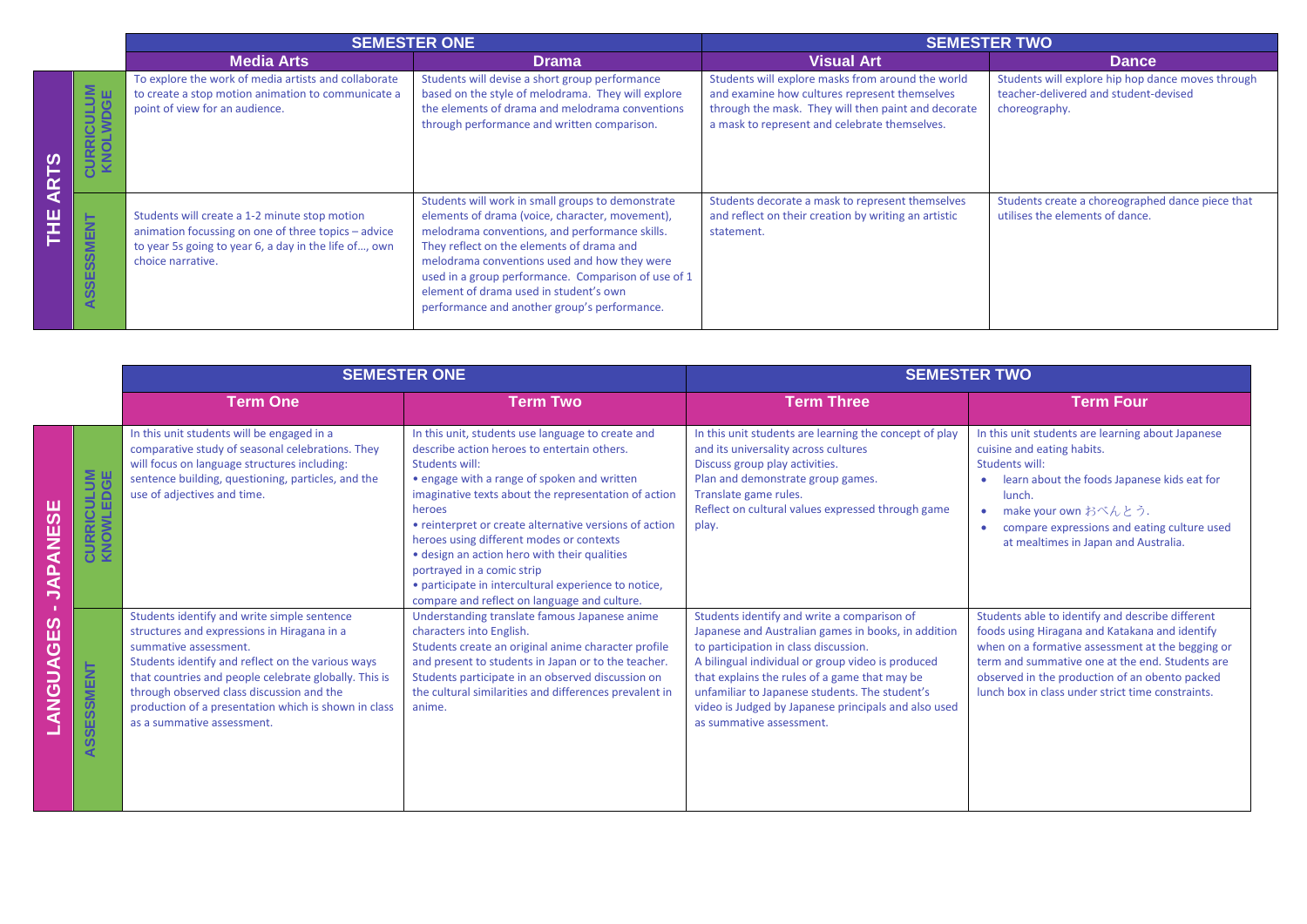## THE ARTS

| | SEMESTER ONE | | SEMESTER TWO | |
|---|---|---|---|---|
| | **Media Arts** | **Drama** | **Visual Art** | **Dance** |
| **CURRICULUM KNOLWDGE** | To explore the work of media artists and collaborate to create a stop motion animation to communicate a point of view for an audience. | Students will devise a short group performance based on the style of melodrama. They will explore the elements of drama and melodrama conventions through performance and written comparison. | Students will explore masks from around the world and examine how cultures represent themselves through the mask. They will then paint and decorate a mask to represent and celebrate themselves. | Students will explore hip hop dance moves through teacher-delivered and student-devised choreography. |
| **ASSESSMENT** | Students will create a 1-2 minute stop motion animation focussing on one of three topics – advice to year 5s going to year 6, a day in the life of…, own choice narrative. | Students will work in small groups to demonstrate elements of drama (voice, character, movement), melodrama conventions, and performance skills. They reflect on the elements of drama and melodrama conventions used and how they were used in a group performance. Comparison of use of 1 element of drama used in student's own performance and another group's performance. | Students decorate a mask to represent themselves and reflect on their creation by writing an artistic statement. | Students create a choreographed dance piece that utilises the elements of dance. |

## LANGUAGES - JAPANESE

| | SEMESTER ONE | | SEMESTER TWO | |
|---|---|---|---|---|
| | **Term One** | **Term Two** | **Term Three** | **Term Four** |
| **CURRICULUM KNOWLEDGE** | In this unit students will be engaged in a comparative study of seasonal celebrations. They will focus on language structures including: sentence building, questioning, particles, and the use of adjectives and time. | In this unit, students use language to create and describe action heroes to entertain others.<br>Students will:<br>• engage with a range of spoken and written imaginative texts about the representation of action heroes<br>• reinterpret or create alternative versions of action heroes using different modes or contexts<br>• design an action hero with their qualities portrayed in a comic strip<br>• participate in intercultural experience to notice, compare and reflect on language and culture. | In this unit students are learning the concept of play and its universality across cultures<br>Discuss group play activities.<br>Plan and demonstrate group games.<br>Translate game rules.<br>Reflect on cultural values expressed through game play. | In this unit students are learning about Japanese cuisine and eating habits.<br>Students will:<br>• learn about the foods Japanese kids eat for lunch.<br>• make your own おべんとう.<br>• compare expressions and eating culture used at mealtimes in Japan and Australia. |
| **ASSESSMENT** | Students identify and write simple sentence structures and expressions in Hiragana in a summative assessment.<br>Students identify and reflect on the various ways that countries and people celebrate globally. This is through observed class discussion and the production of a presentation which is shown in class as a summative assessment. | Understanding translate famous Japanese anime characters into English.<br>Students create an original anime character profile and present to students in Japan or to the teacher.<br>Students participate in an observed discussion on the cultural similarities and differences prevalent in anime. | Students identify and write a comparison of Japanese and Australian games in books, in addition to participation in class discussion.<br>A bilingual individual or group video is produced that explains the rules of a game that may be unfamiliar to Japanese students. The student's video is Judged by Japanese principals and also used as summative assessment. | Students able to identify and describe different foods using Hiragana and Katakana and identify when on a formative assessment at the begging or term and summative one at the end. Students are observed in the production of an obento packed lunch box in class under strict time constraints. |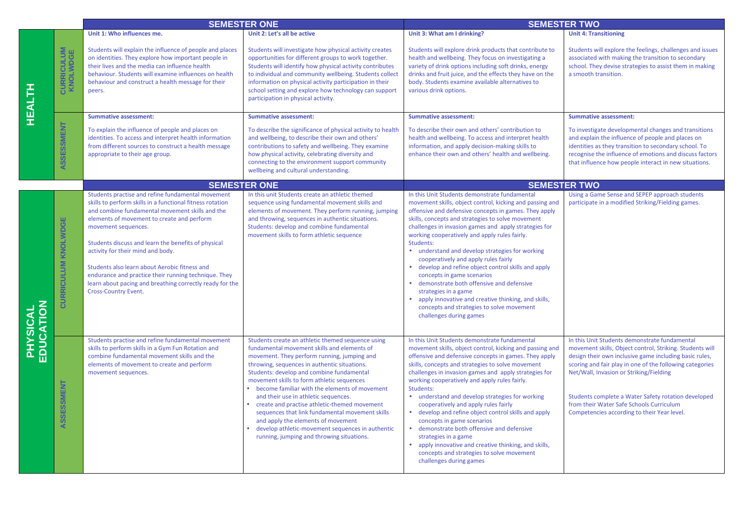| | | SEMESTER ONE | | SEMESTER TWO | |
|---|---|---|---|---|---|
| **HEALTH** | **CURRICULUM KNOLWDGE** | **Unit 1: Who influences me.**<br><br>Students will explain the influence of people and places on identities. They explore how important people in their lives and the media can influence health behaviour. Students will examine influences on health behaviour and construct a health message for their peers. | **Unit 2: Let's all be active**<br><br>Students will investigate how physical activity creates opportunities for different groups to work together. Students will identify how physical activity contributes to individual and community wellbeing. Students collect information on physical activity participation in their school setting and explore how technology can support participation in physical activity. | **Unit 3: What am I drinking?**<br><br>Students will explore drink products that contribute to health and wellbeing. They focus on investigating a variety of drink options including soft drinks, energy drinks and fruit juice, and the effects they have on the body. Students examine available alternatives to various drink options. | **Unit 4: Transitioning**<br><br>Students will explore the feelings, challenges and issues associated with making the transition to secondary school. They devise strategies to assist them in making a smooth transition. |
| | **ASSESSMENT** | **Summative assessment:**<br><br>To explain the influence of people and places on identities. To access and interpret health information from different sources to construct a health message appropriate to their age group. | **Summative assessment:**<br><br>To describe the significance of physical activity to health and wellbeing, to describe their own and others' contributions to safety and wellbeing. They examine how physical activity, celebrating diversity and connecting to the environment support community wellbeing and cultural understanding. | **Summative assessment:**<br><br>To describe their own and others' contribution to health and wellbeing. To access and interpret health information, and apply decision-making skills to enhance their own and others' health and wellbeing. | **Summative assessment:**<br><br>To investigate developmental changes and transitions and explain the influence of people and places on identities as they transition to secondary school. To recognise the influence of emotions and discuss factors that influence how people interact in new situations. |

| | | SEMESTER ONE | | SEMESTER TWO | |
|---|---|---|---|---|---|
| **PHYSICAL EDUCATION** | **CURRICULUM KNOLWDGE** | Students practise and refine fundamental movement skills to perform skills in a functional fitness rotation and combine fundamental movement skills and the elements of movement to create and perform movement sequences.<br><br>Students discuss and learn the benefits of physical activity for their mind and body.<br><br>Students also learn about Aerobic fitness and endurance and practice their running technique. They learn about pacing and breathing correctly ready for the Cross-Country Event. | In this unit Students create an athletic themed sequence using fundamental movement skills and elements of movement. They perform running, jumping and throwing, sequences in authentic situations. Students: develop and combine fundamental movement skills to form athletic sequence | In this Unit Students demonstrate fundamental movement skills, object control, kicking and passing and offensive and defensive concepts in games. They apply skills, concepts and strategies to solve movement challenges in invasion games and apply strategies for working cooperatively and apply rules fairly.<br>Students:<br>• understand and develop strategies for working cooperatively and apply rules fairly<br>• develop and refine object control skills and apply concepts in game scenarios<br>• demonstrate both offensive and defensive strategies in a game<br>• apply innovative and creative thinking, and skills, concepts and strategies to solve movement challenges during games | Using a Game Sense and SEPEP approach students participate in a modified Striking/Fielding games. |
| | **ASSESSMENT** | Students practise and refine fundamental movement skills to perform skills in a Gym Fun Rotation and combine fundamental movement skills and the elements of movement to create and perform movement sequences. | Students create an athletic themed sequence using fundamental movement skills and elements of movement. They perform running, jumping and throwing, sequences in authentic situations.<br>Students: develop and combine fundamental movement skills to form athletic sequences<br>• become familiar with the elements of movement and their use in athletic sequences.<br>• create and practise athletic-themed movement sequences that link fundamental movement skills and apply the elements of movement<br>• develop athletic-movement sequences in authentic running, jumping and throwing situations. | In this Unit Students demonstrate fundamental movement skills, object control, kicking and passing and offensive and defensive concepts in games. They apply skills, concepts and strategies to solve movement challenges in invasion games and apply strategies for working cooperatively and apply rules fairly.<br>Students:<br>• understand and develop strategies for working cooperatively and apply rules fairly<br>• develop and refine object control skills and apply concepts in game scenarios<br>• demonstrate both offensive and defensive strategies in a game<br>• apply innovative and creative thinking, and skills, concepts and strategies to solve movement challenges during games | In this Unit Students demonstrate fundamental movement skills, Object control, Striking. Students will design their own inclusive game including basic rules, scoring and fair play in one of the following categories Net/Wall, Invasion or Striking/Fielding<br><br>Students complete a Water Safety rotation developed from their Water Safe Schools Curriculum Competencies according to their Year level. |